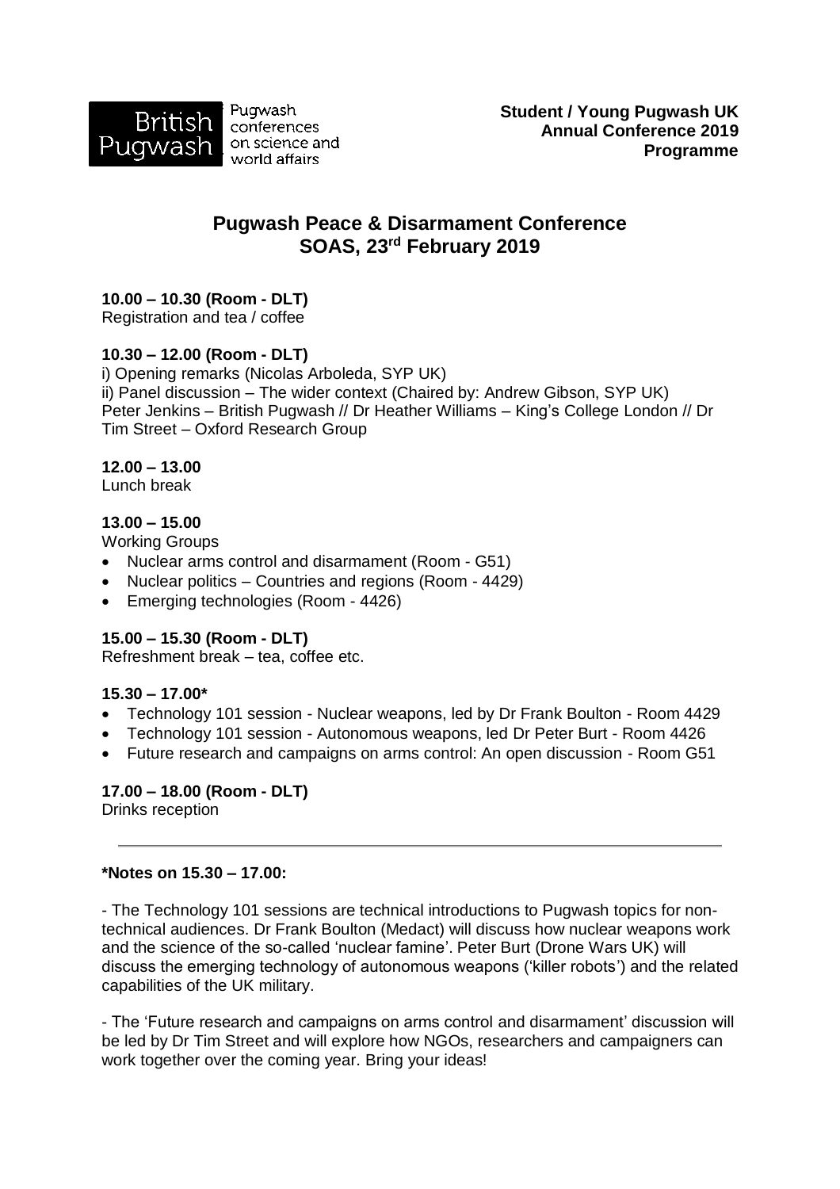British Pugwash | Pugwash conferences on science and world affairs

**Student / Young Pugwash UK**
**Annual Conference 2019**
**Programme**

# Pugwash Peace & Disarmament Conference
## SOAS, 23rd February 2019

**10.00 – 10.30 (Room - DLT)**
Registration and tea / coffee

**10.30 – 12.00 (Room - DLT)**
i) Opening remarks (Nicolas Arboleda, SYP UK)
ii) Panel discussion – The wider context (Chaired by: Andrew Gibson, SYP UK)
Peter Jenkins – British Pugwash // Dr Heather Williams – King's College London // Dr Tim Street – Oxford Research Group

**12.00 – 13.00**
Lunch break

**13.00 – 15.00**
Working Groups

- Nuclear arms control and disarmament (Room - G51)
- Nuclear politics – Countries and regions (Room - 4429)
- Emerging technologies (Room - 4426)

**15.00 – 15.30 (Room - DLT)**
Refreshment break – tea, coffee etc.

**15.30 – 17.00***

- Technology 101 session - Nuclear weapons, led by Dr Frank Boulton - Room 4429
- Technology 101 session - Autonomous weapons, led Dr Peter Burt - Room 4426
- Future research and campaigns on arms control: An open discussion - Room G51

**17.00 – 18.00 (Room - DLT)**
Drinks reception

---

**\*Notes on 15.30 – 17.00:**

- The Technology 101 sessions are technical introductions to Pugwash topics for non-technical audiences. Dr Frank Boulton (Medact) will discuss how nuclear weapons work and the science of the so-called 'nuclear famine'. Peter Burt (Drone Wars UK) will discuss the emerging technology of autonomous weapons ('killer robots') and the related capabilities of the UK military.

- The 'Future research and campaigns on arms control and disarmament' discussion will be led by Dr Tim Street and will explore how NGOs, researchers and campaigners can work together over the coming year. Bring your ideas!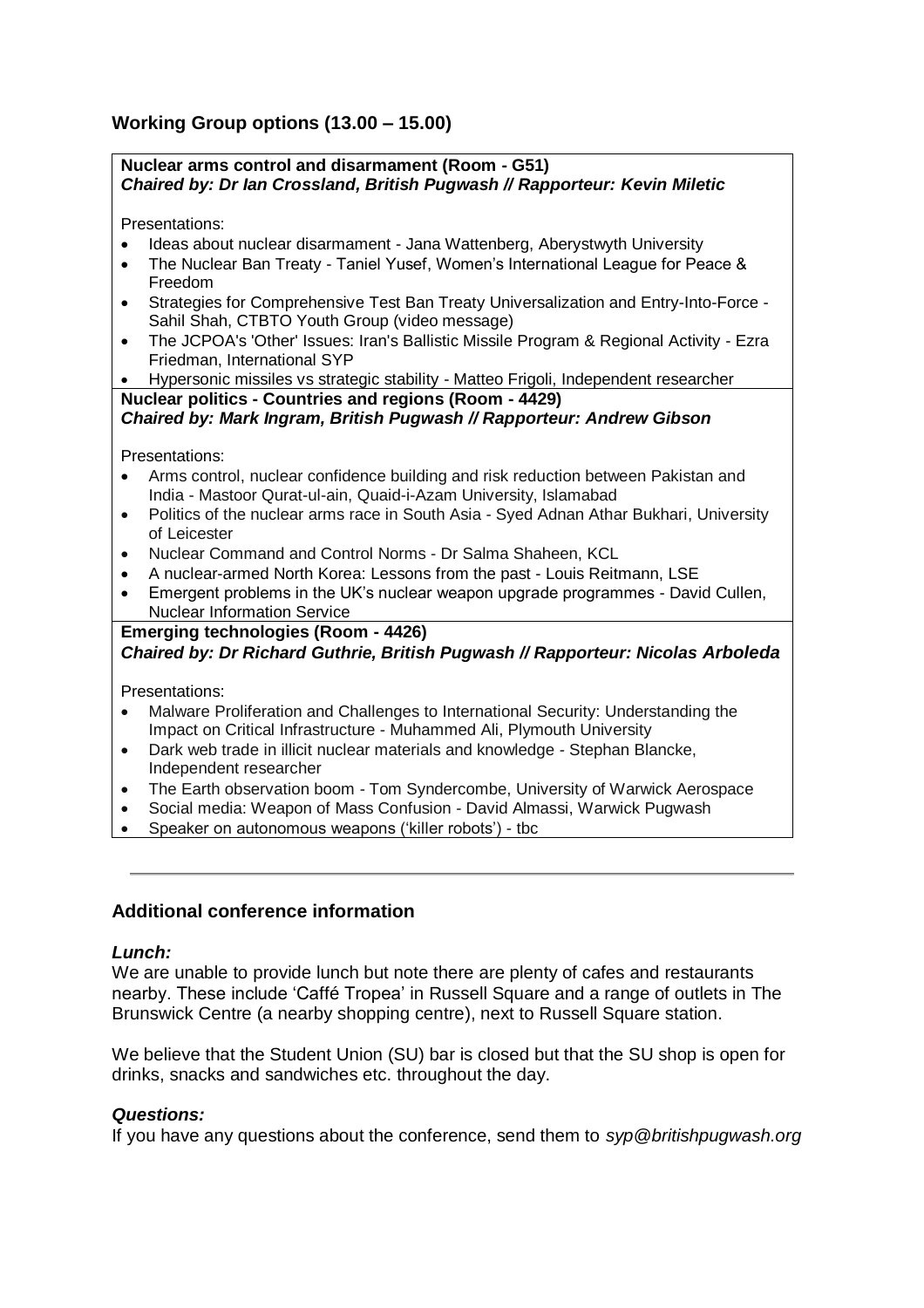## Working Group options (13.00 – 15.00)

**Nuclear arms control and disarmament (Room - G51)**
***Chaired by: Dr Ian Crossland, British Pugwash // Rapporteur: Kevin Miletic***

Presentations:

- Ideas about nuclear disarmament - Jana Wattenberg, Aberystwyth University
- The Nuclear Ban Treaty - Taniel Yusef, Women's International League for Peace & Freedom
- Strategies for Comprehensive Test Ban Treaty Universalization and Entry-Into-Force - Sahil Shah, CTBTO Youth Group (video message)
- The JCPOA's 'Other' Issues: Iran's Ballistic Missile Program & Regional Activity - Ezra Friedman, International SYP
- Hypersonic missiles vs strategic stability - Matteo Frigoli, Independent researcher

**Nuclear politics - Countries and regions (Room - 4429)**
***Chaired by: Mark Ingram, British Pugwash // Rapporteur: Andrew Gibson***

Presentations:

- Arms control, nuclear confidence building and risk reduction between Pakistan and India - Mastoor Qurat-ul-ain, Quaid-i-Azam University, Islamabad
- Politics of the nuclear arms race in South Asia - Syed Adnan Athar Bukhari, University of Leicester
- Nuclear Command and Control Norms - Dr Salma Shaheen, KCL
- A nuclear-armed North Korea: Lessons from the past - Louis Reitmann, LSE
- Emergent problems in the UK's nuclear weapon upgrade programmes - David Cullen, Nuclear Information Service

**Emerging technologies (Room - 4426)**
***Chaired by: Dr Richard Guthrie, British Pugwash // Rapporteur: Nicolas Arboleda***

Presentations:

- Malware Proliferation and Challenges to International Security: Understanding the Impact on Critical Infrastructure - Muhammed Ali, Plymouth University
- Dark web trade in illicit nuclear materials and knowledge - Stephan Blancke, Independent researcher
- The Earth observation boom - Tom Syndercombe, University of Warwick Aerospace
- Social media: Weapon of Mass Confusion - David Almassi, Warwick Pugwash
- Speaker on autonomous weapons ('killer robots') - tbc

---

## Additional conference information

***Lunch:***
We are unable to provide lunch but note there are plenty of cafes and restaurants nearby. These include 'Caffé Tropea' in Russell Square and a range of outlets in The Brunswick Centre (a nearby shopping centre), next to Russell Square station.

We believe that the Student Union (SU) bar is closed but that the SU shop is open for drinks, snacks and sandwiches etc. throughout the day.

***Questions:***
If you have any questions about the conference, send them to *syp@britishpugwash.org*